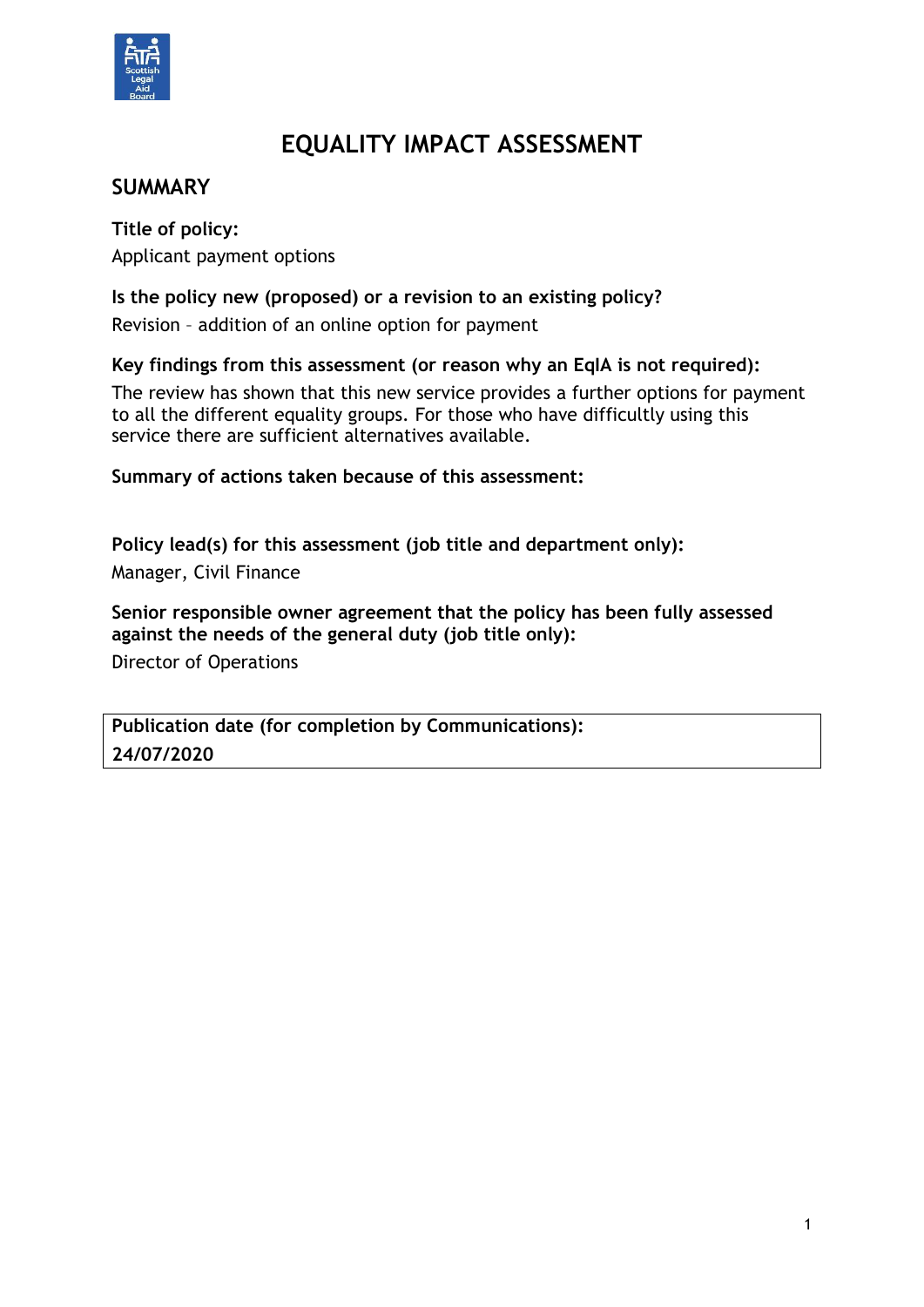# EQUALITY IMPACT ASSESSMENT

## SUMMARY

**Title of policy:**

Applicant payment options

**Is the policy new (proposed) or a revision to an existing policy?**

Revision – addition of an online option for payment

**Key findings from this assessment (or reason why an EqIA is not required):**

The review has shown that this new service provides a further options for payment to all the different equality groups. For those who have difficultly using this service there are sufficient alternatives available.

**Summary of actions taken because of this assessment:**

**Policy lead(s) for this assessment (job title and department only):**

Manager, Civil Finance

**Senior responsible owner agreement that the policy has been fully assessed against the needs of the general duty (job title only):**

Director of Operations

| **Publication date (for completion by Communications):** |
| --- |
| **24/07/2020** |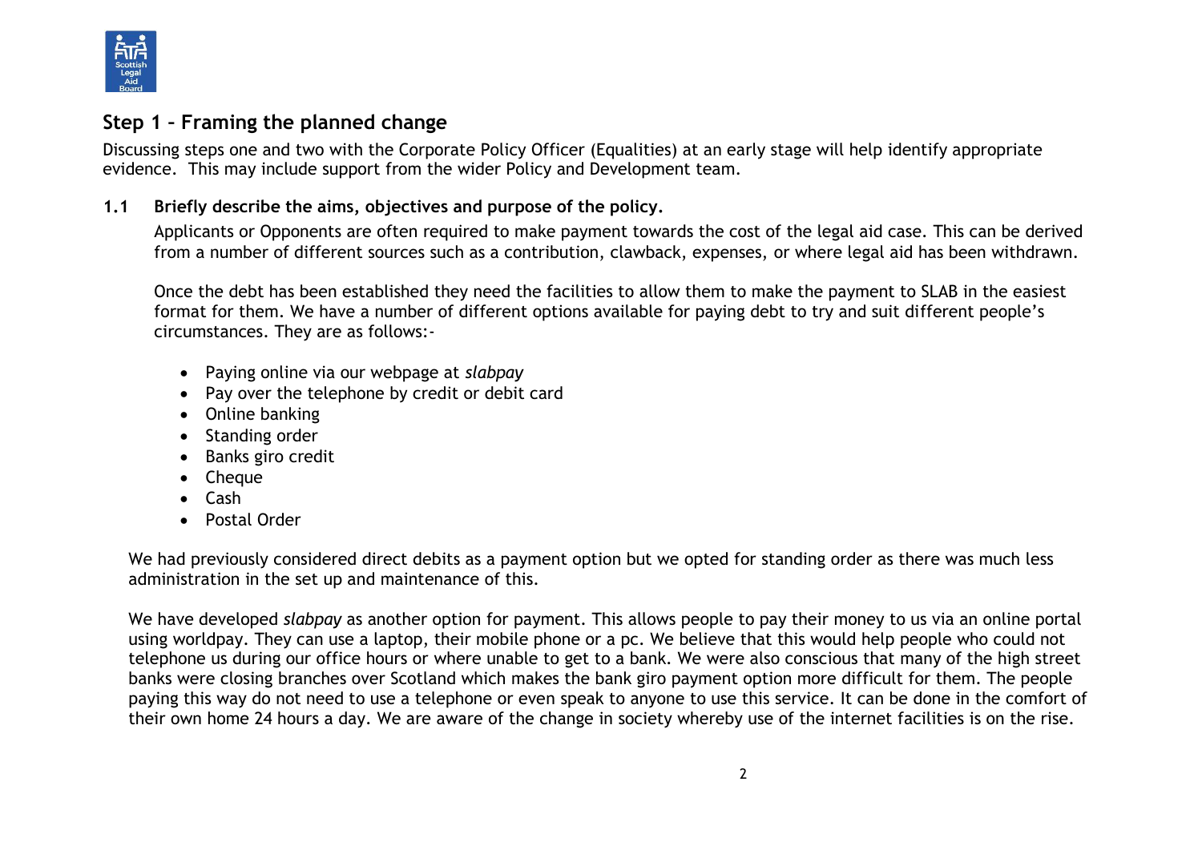## Step 1 – Framing the planned change

Discussing steps one and two with the Corporate Policy Officer (Equalities) at an early stage will help identify appropriate evidence. This may include support from the wider Policy and Development team.

### 1.1 Briefly describe the aims, objectives and purpose of the policy.

Applicants or Opponents are often required to make payment towards the cost of the legal aid case. This can be derived from a number of different sources such as a contribution, clawback, expenses, or where legal aid has been withdrawn.

Once the debt has been established they need the facilities to allow them to make the payment to SLAB in the easiest format for them. We have a number of different options available for paying debt to try and suit different people's circumstances. They are as follows:-

- Paying online via our webpage at *slabpay*
- Pay over the telephone by credit or debit card
- Online banking
- Standing order
- Banks giro credit
- Cheque
- Cash
- Postal Order

We had previously considered direct debits as a payment option but we opted for standing order as there was much less administration in the set up and maintenance of this.

We have developed *slabpay* as another option for payment. This allows people to pay their money to us via an online portal using worldpay. They can use a laptop, their mobile phone or a pc. We believe that this would help people who could not telephone us during our office hours or where unable to get to a bank. We were also conscious that many of the high street banks were closing branches over Scotland which makes the bank giro payment option more difficult for them. The people paying this way do not need to use a telephone or even speak to anyone to use this service. It can be done in the comfort of their own home 24 hours a day. We are aware of the change in society whereby use of the internet facilities is on the rise.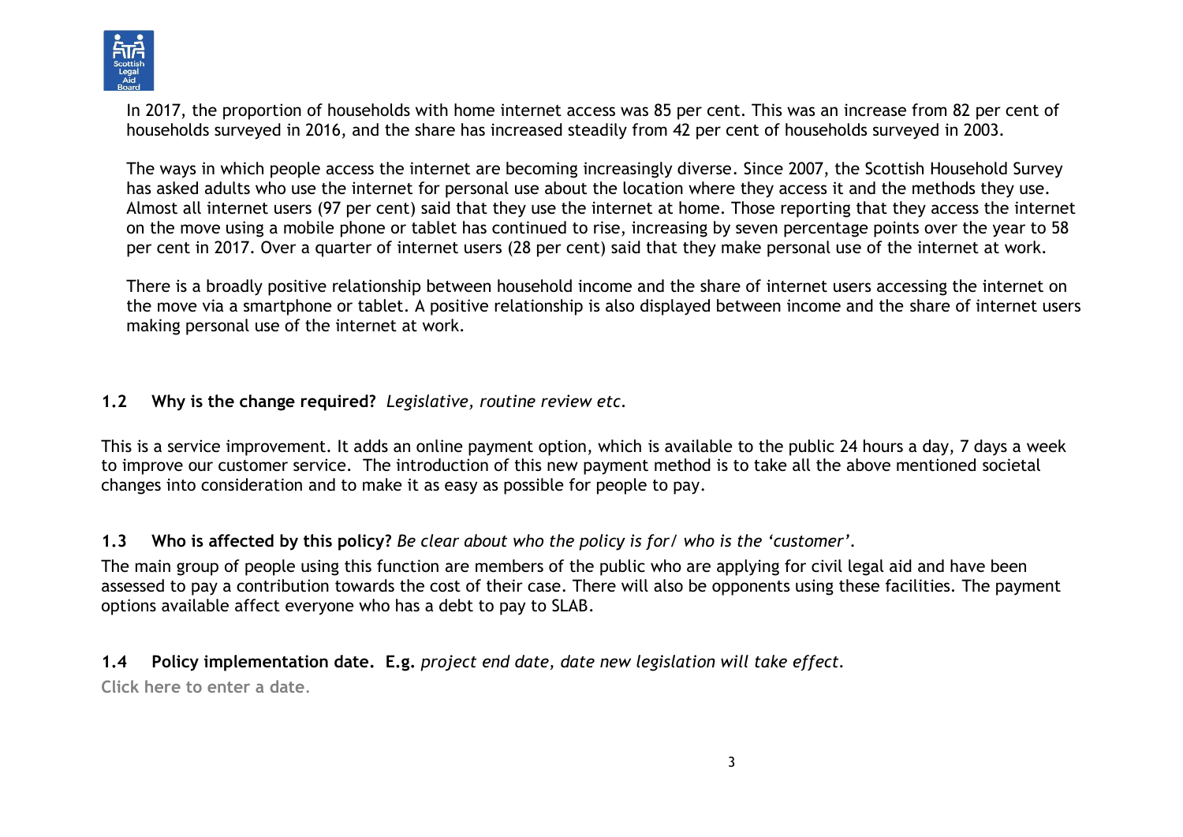In 2017, the proportion of households with home internet access was 85 per cent. This was an increase from 82 per cent of households surveyed in 2016, and the share has increased steadily from 42 per cent of households surveyed in 2003.

The ways in which people access the internet are becoming increasingly diverse. Since 2007, the Scottish Household Survey has asked adults who use the internet for personal use about the location where they access it and the methods they use. Almost all internet users (97 per cent) said that they use the internet at home. Those reporting that they access the internet on the move using a mobile phone or tablet has continued to rise, increasing by seven percentage points over the year to 58 per cent in 2017. Over a quarter of internet users (28 per cent) said that they make personal use of the internet at work.

There is a broadly positive relationship between household income and the share of internet users accessing the internet on the move via a smartphone or tablet. A positive relationship is also displayed between income and the share of internet users making personal use of the internet at work.

### 1.2 Why is the change required? *Legislative, routine review etc.*

This is a service improvement. It adds an online payment option, which is available to the public 24 hours a day, 7 days a week to improve our customer service. The introduction of this new payment method is to take all the above mentioned societal changes into consideration and to make it as easy as possible for people to pay.

### 1.3 Who is affected by this policy? *Be clear about who the policy is for/ who is the 'customer'.*

The main group of people using this function are members of the public who are applying for civil legal aid and have been assessed to pay a contribution towards the cost of their case. There will also be opponents using these facilities. The payment options available affect everyone who has a debt to pay to SLAB.

### 1.4 Policy implementation date. E.g. *project end date, date new legislation will take effect.*

Click here to enter a date.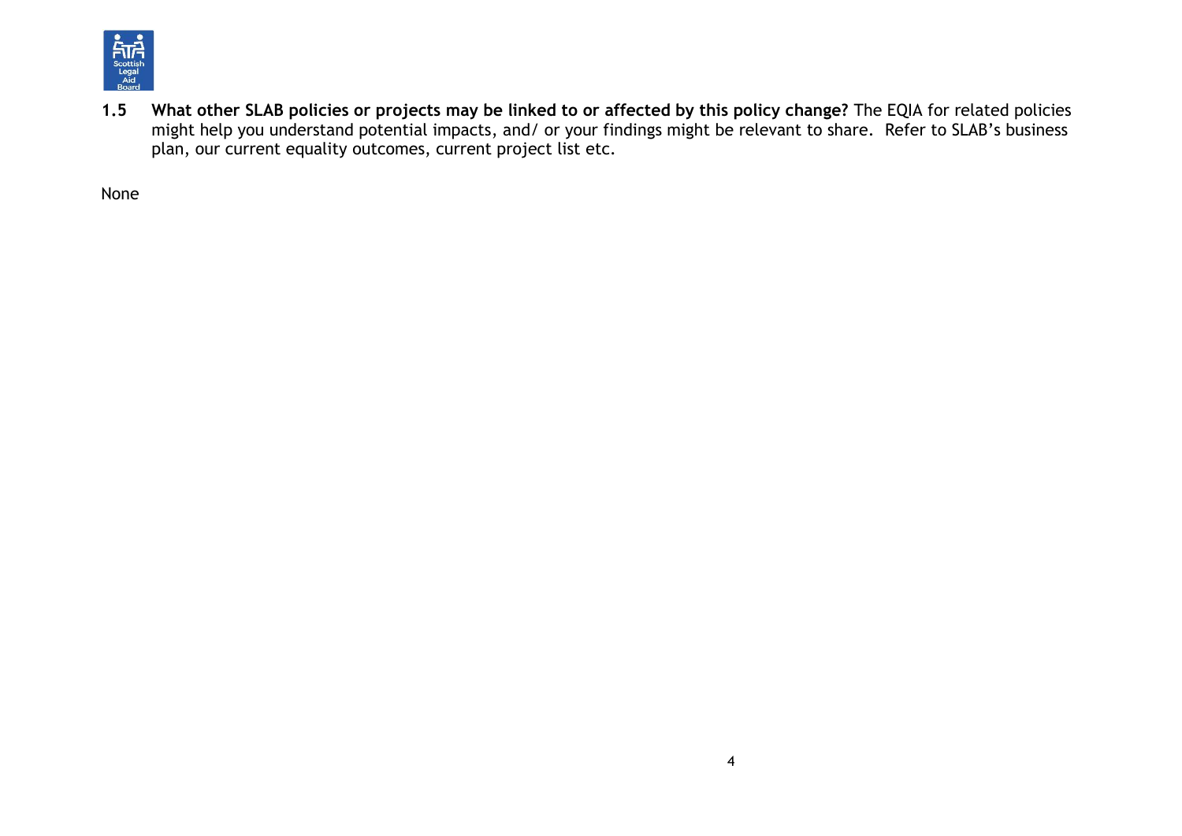**1.5 What other SLAB policies or projects may be linked to or affected by this policy change?** The EQIA for related policies might help you understand potential impacts, and/ or your findings might be relevant to share. Refer to SLAB's business plan, our current equality outcomes, current project list etc.

None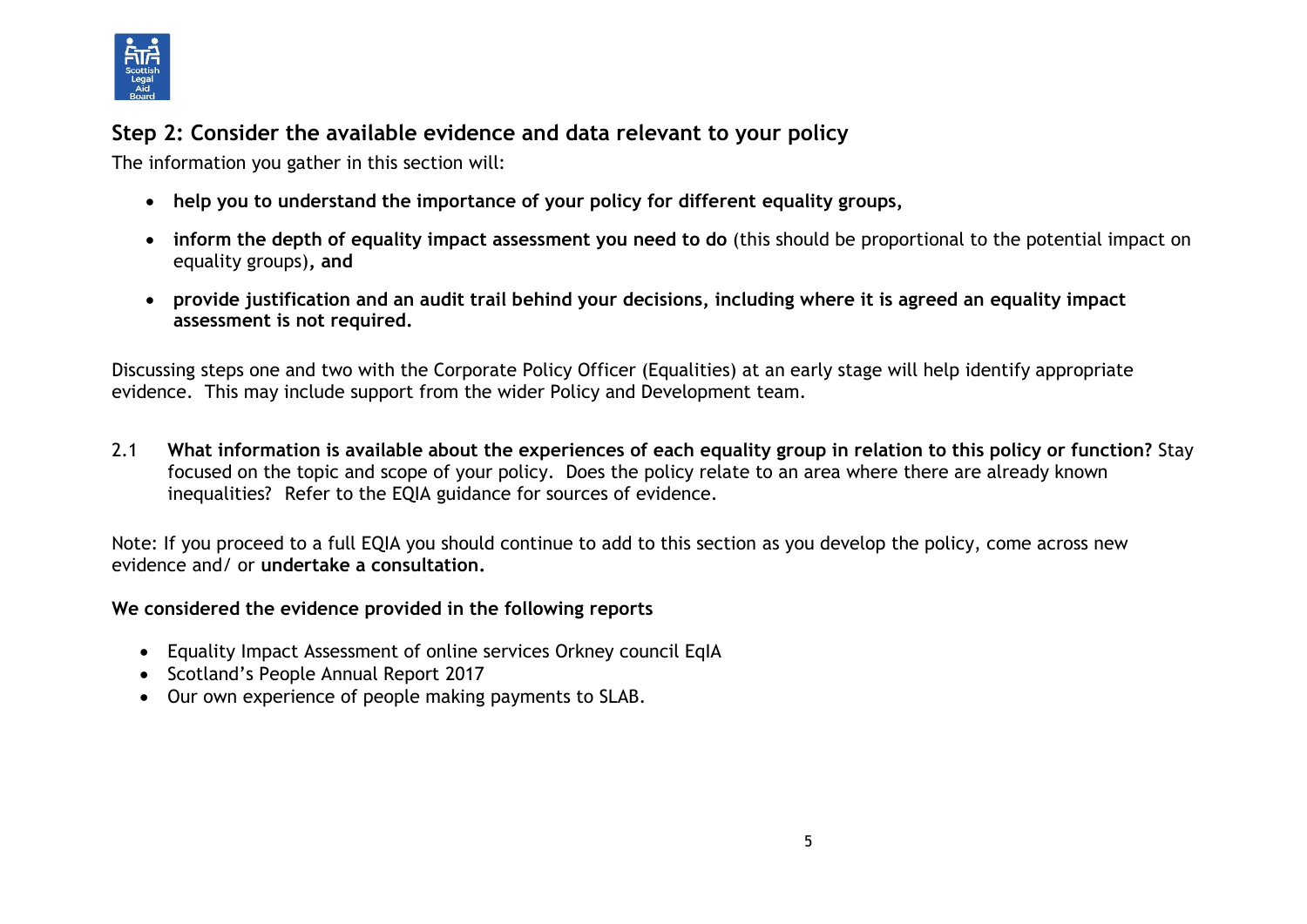## Step 2: Consider the available evidence and data relevant to your policy

The information you gather in this section will:

- **help you to understand the importance of your policy for different equality groups,**
- **inform the depth of equality impact assessment you need to do** (this should be proportional to the potential impact on equality groups)**, and**
- **provide justification and an audit trail behind your decisions, including where it is agreed an equality impact assessment is not required.**

Discussing steps one and two with the Corporate Policy Officer (Equalities) at an early stage will help identify appropriate evidence. This may include support from the wider Policy and Development team.

2.1 **What information is available about the experiences of each equality group in relation to this policy or function?** Stay focused on the topic and scope of your policy. Does the policy relate to an area where there are already known inequalities? Refer to the EQIA guidance for sources of evidence.

Note: If you proceed to a full EQIA you should continue to add to this section as you develop the policy, come across new evidence and/ or **undertake a consultation.**

**We considered the evidence provided in the following reports**

- Equality Impact Assessment of online services Orkney council EqIA
- Scotland's People Annual Report 2017
- Our own experience of people making payments to SLAB.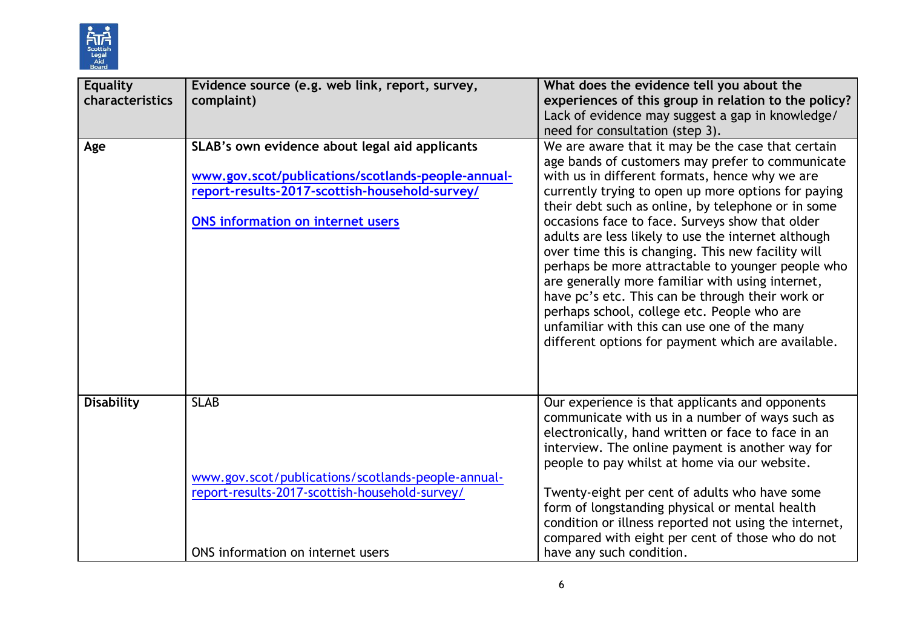| Equality characteristics | Evidence source (e.g. web link, report, survey, complaint) | What does the evidence tell you about the experiences of this group in relation to the policy? Lack of evidence may suggest a gap in knowledge/ need for consultation (step 3). |
|---|---|---|
| **Age** | **SLAB's own evidence about legal aid applicants**<br><br>**www.gov.scot/publications/scotlands-people-annual-report-results-2017-scottish-household-survey/**<br><br>**ONS information on internet users** | We are aware that it may be the case that certain age bands of customers may prefer to communicate with us in different formats, hence why we are currently trying to open up more options for paying their debt such as online, by telephone or in some occasions face to face. Surveys show that older adults are less likely to use the internet although over time this is changing. This new facility will perhaps be more attractable to younger people who are generally more familiar with using internet, have pc's etc. This can be through their work or perhaps school, college etc. People who are unfamiliar with this can use one of the many different options for payment which are available. |
| **Disability** | SLAB<br><br>www.gov.scot/publications/scotlands-people-annual-report-results-2017-scottish-household-survey/<br><br>ONS information on internet users | Our experience is that applicants and opponents communicate with us in a number of ways such as electronically, hand written or face to face in an interview. The online payment is another way for people to pay whilst at home via our website.<br><br>Twenty-eight per cent of adults who have some form of longstanding physical or mental health condition or illness reported not using the internet, compared with eight per cent of those who do not have any such condition. |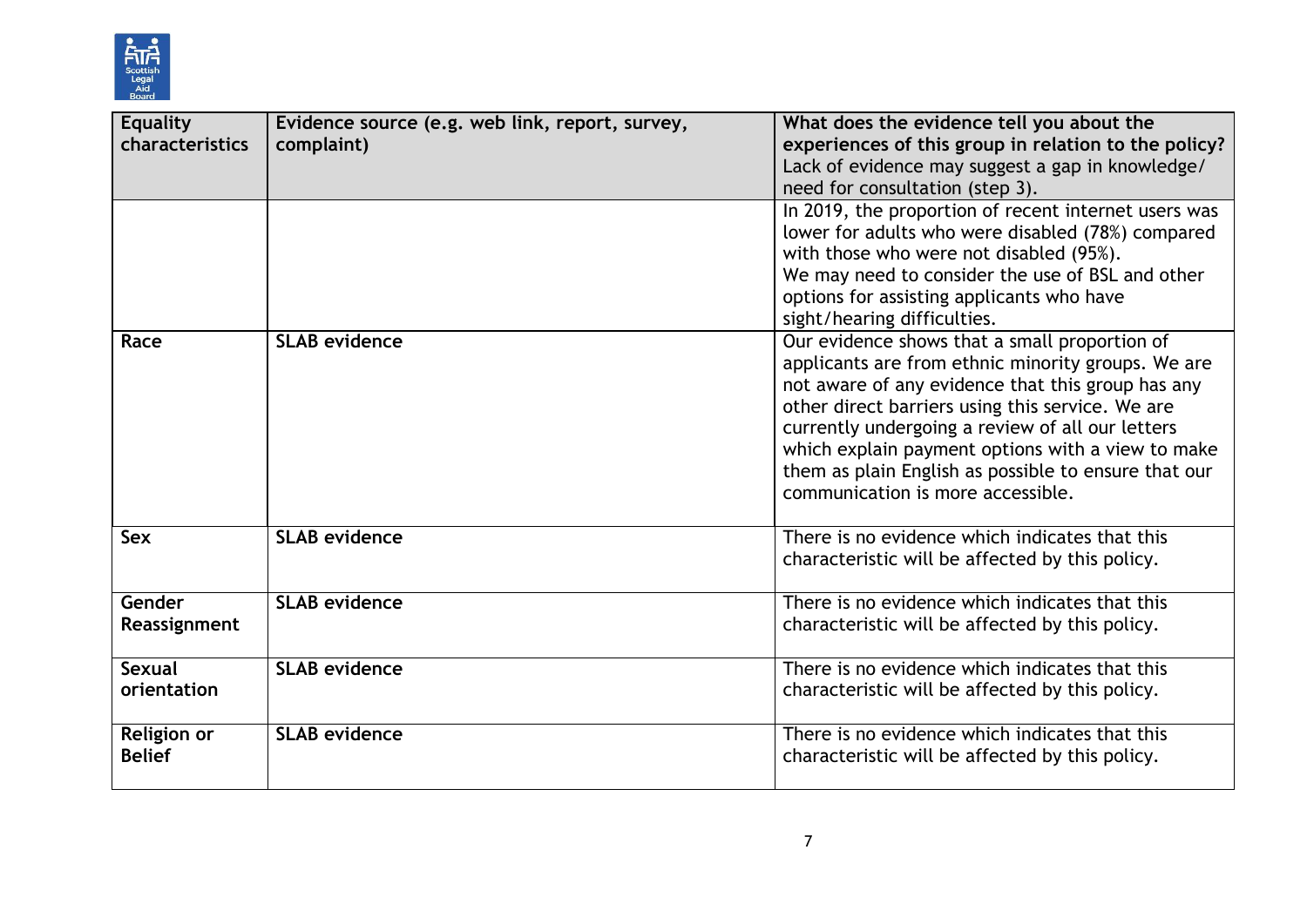| Equality characteristics | Evidence source (e.g. web link, report, survey, complaint) | What does the evidence tell you about the experiences of this group in relation to the policy? Lack of evidence may suggest a gap in knowledge/ need for consultation (step 3). |
|---|---|---|
| | | In 2019, the proportion of recent internet users was lower for adults who were disabled (78%) compared with those who were not disabled (95%). We may need to consider the use of BSL and other options for assisting applicants who have sight/hearing difficulties. |
| **Race** | **SLAB evidence** | Our evidence shows that a small proportion of applicants are from ethnic minority groups. We are not aware of any evidence that this group has any other direct barriers using this service. We are currently undergoing a review of all our letters which explain payment options with a view to make them as plain English as possible to ensure that our communication is more accessible. |
| **Sex** | **SLAB evidence** | There is no evidence which indicates that this characteristic will be affected by this policy. |
| **Gender Reassignment** | **SLAB evidence** | There is no evidence which indicates that this characteristic will be affected by this policy. |
| **Sexual orientation** | **SLAB evidence** | There is no evidence which indicates that this characteristic will be affected by this policy. |
| **Religion or Belief** | **SLAB evidence** | There is no evidence which indicates that this characteristic will be affected by this policy. |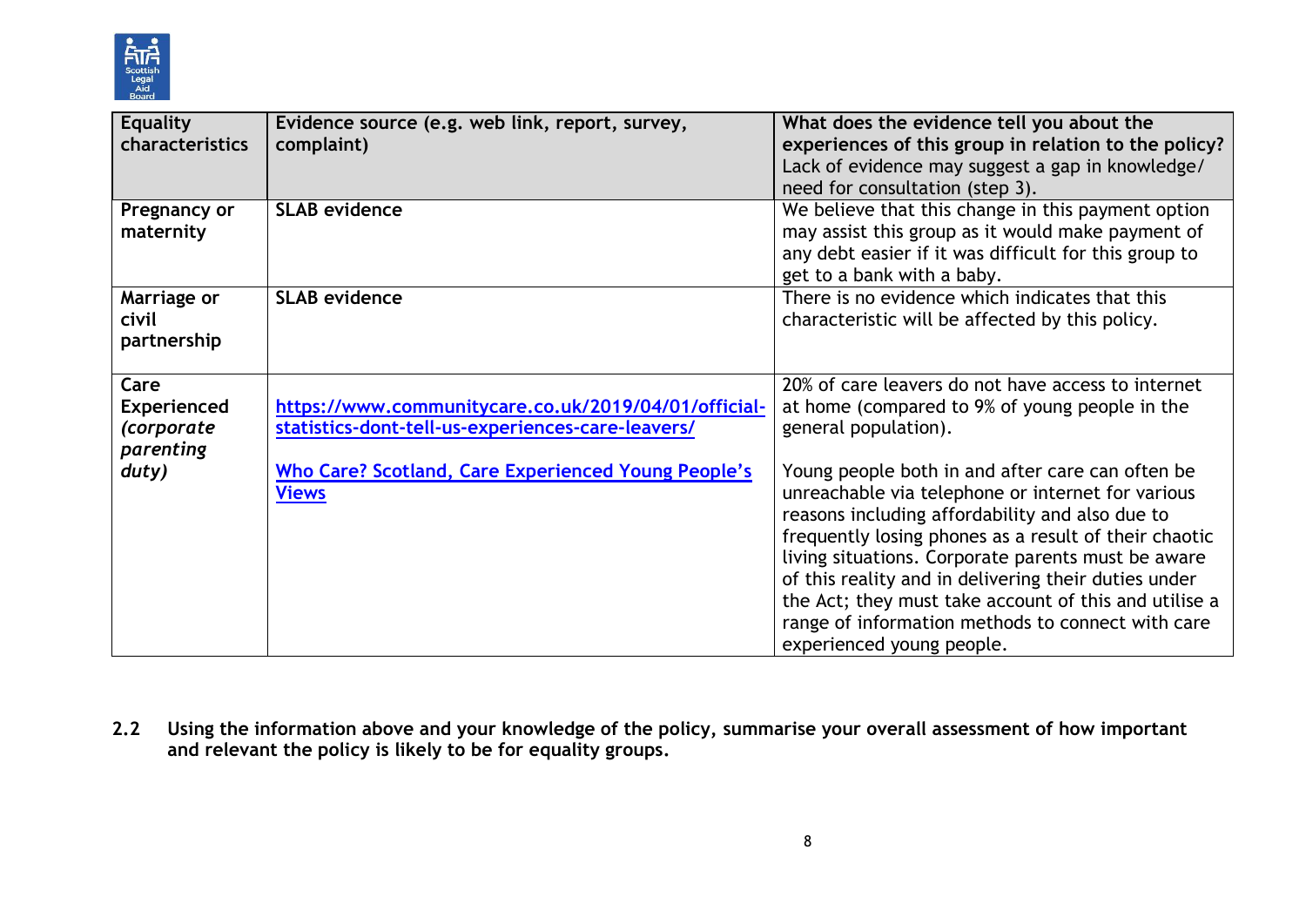| Equality characteristics | Evidence source (e.g. web link, report, survey, complaint) | What does the evidence tell you about the experiences of this group in relation to the policy? Lack of evidence may suggest a gap in knowledge/ need for consultation (step 3). |
|---|---|---|
| **Pregnancy or maternity** | **SLAB evidence** | We believe that this change in this payment option may assist this group as it would make payment of any debt easier if it was difficult for this group to get to a bank with a baby. |
| **Marriage or civil partnership** | **SLAB evidence** | There is no evidence which indicates that this characteristic will be affected by this policy. |
| **Care Experienced *(corporate parenting duty)*** | [https://www.communitycare.co.uk/2019/04/01/official-statistics-dont-tell-us-experiences-care-leavers/](https://www.communitycare.co.uk/2019/04/01/official-statistics-dont-tell-us-experiences-care-leavers/) <br><br> Who Care? Scotland, Care Experienced Young People's Views | 20% of care leavers do not have access to internet at home (compared to 9% of young people in the general population). <br><br> Young people both in and after care can often be unreachable via telephone or internet for various reasons including affordability and also due to frequently losing phones as a result of their chaotic living situations. Corporate parents must be aware of this reality and in delivering their duties under the Act; they must take account of this and utilise a range of information methods to connect with care experienced young people. |

**2.2 Using the information above and your knowledge of the policy, summarise your overall assessment of how important and relevant the policy is likely to be for equality groups.**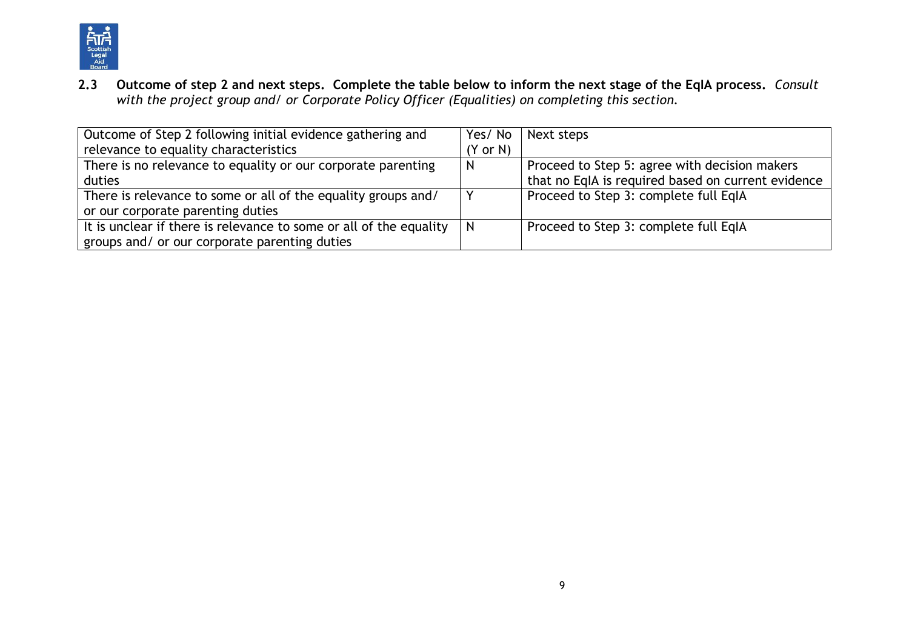**2.3 Outcome of step 2 and next steps. Complete the table below to inform the next stage of the EqIA process.** *Consult with the project group and/ or Corporate Policy Officer (Equalities) on completing this section.*

| Outcome of Step 2 following initial evidence gathering and relevance to equality characteristics | Yes/ No (Y or N) | Next steps |
|---|---|---|
| There is no relevance to equality or our corporate parenting duties | N | Proceed to Step 5: agree with decision makers that no EqIA is required based on current evidence |
| There is relevance to some or all of the equality groups and/ or our corporate parenting duties | Y | Proceed to Step 3: complete full EqIA |
| It is unclear if there is relevance to some or all of the equality groups and/ or our corporate parenting duties | N | Proceed to Step 3: complete full EqIA |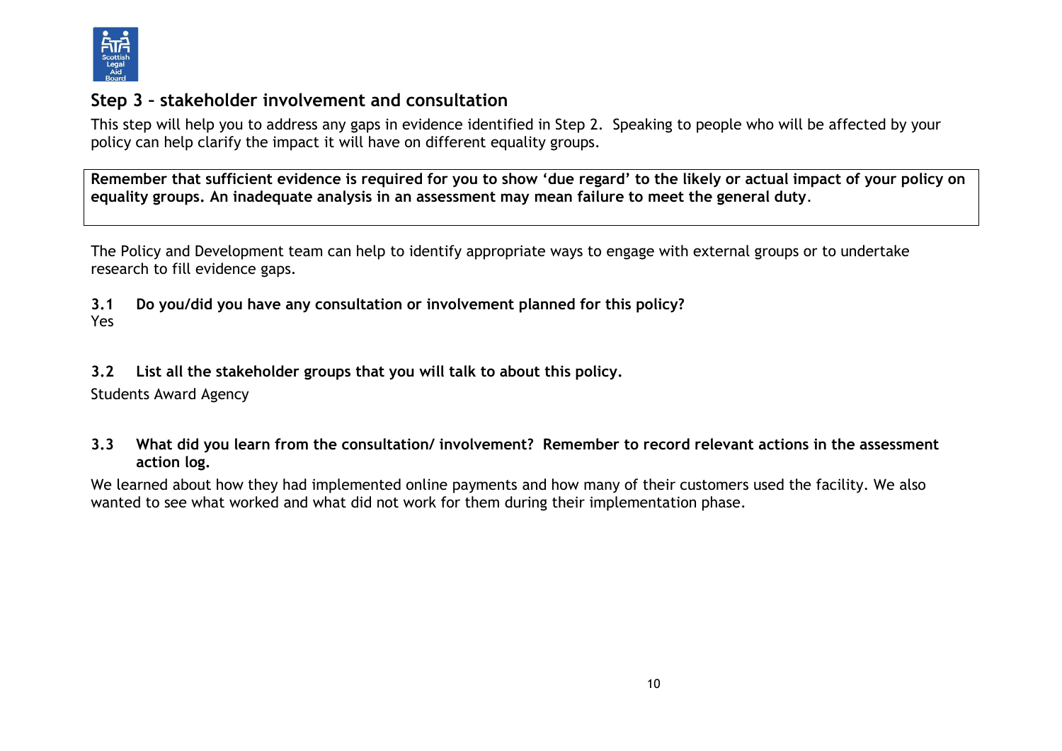## Step 3 – stakeholder involvement and consultation

This step will help you to address any gaps in evidence identified in Step 2. Speaking to people who will be affected by your policy can help clarify the impact it will have on different equality groups.

**Remember that sufficient evidence is required for you to show 'due regard' to the likely or actual impact of your policy on equality groups. An inadequate analysis in an assessment may mean failure to meet the general duty**.

The Policy and Development team can help to identify appropriate ways to engage with external groups or to undertake research to fill evidence gaps.

**3.1 Do you/did you have any consultation or involvement planned for this policy?**

Yes

**3.2 List all the stakeholder groups that you will talk to about this policy.**

Students Award Agency

**3.3 What did you learn from the consultation/ involvement? Remember to record relevant actions in the assessment action log.**

We learned about how they had implemented online payments and how many of their customers used the facility. We also wanted to see what worked and what did not work for them during their implementation phase.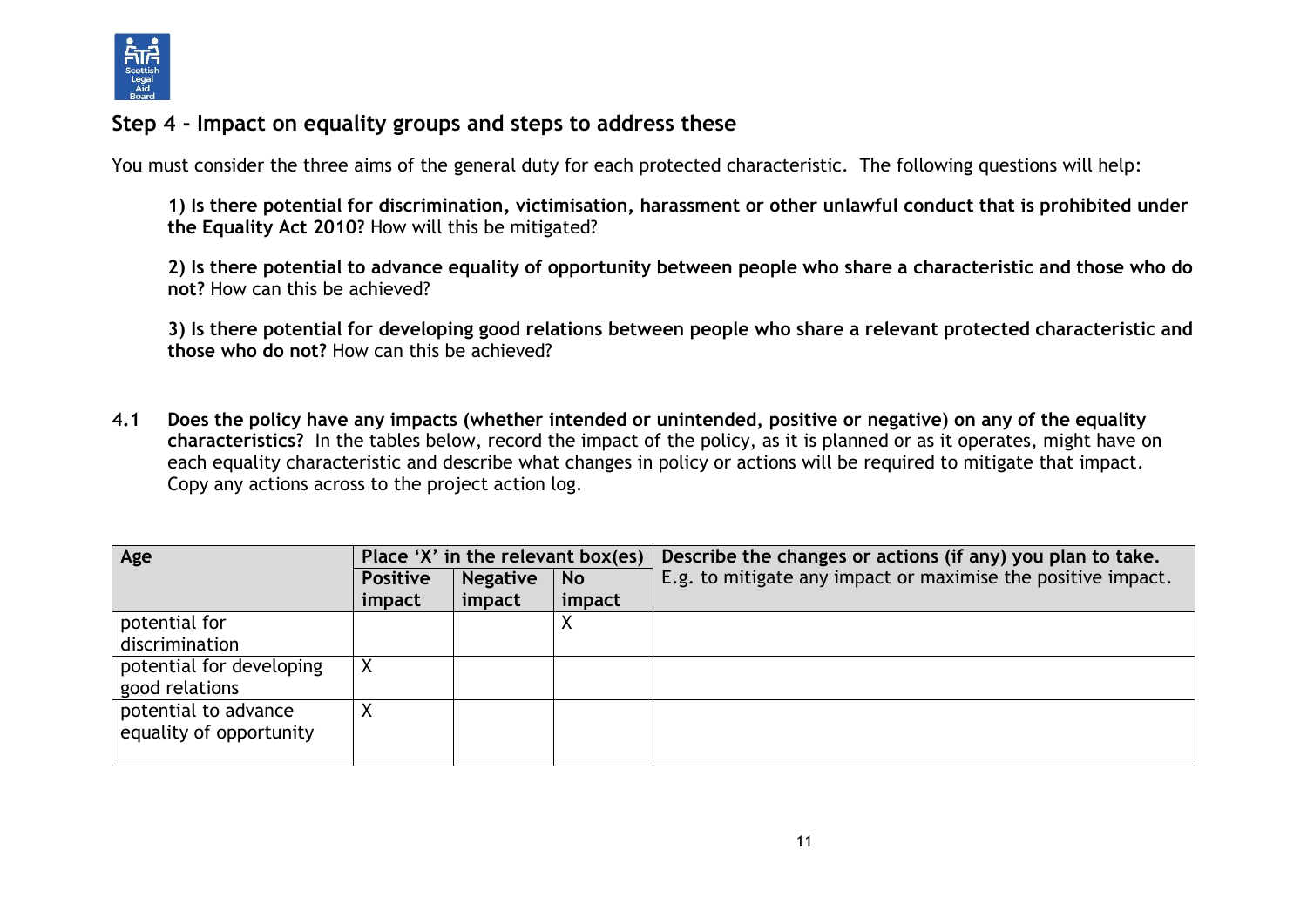## Step 4 - Impact on equality groups and steps to address these

You must consider the three aims of the general duty for each protected characteristic. The following questions will help:

> **1) Is there potential for discrimination, victimisation, harassment or other unlawful conduct that is prohibited under the Equality Act 2010?** How will this be mitigated?
>
> **2) Is there potential to advance equality of opportunity between people who share a characteristic and those who do not?** How can this be achieved?
>
> **3) Is there potential for developing good relations between people who share a relevant protected characteristic and those who do not?** How can this be achieved?

**4.1 Does the policy have any impacts (whether intended or unintended, positive or negative) on any of the equality characteristics?** In the tables below, record the impact of the policy, as it is planned or as it operates, might have on each equality characteristic and describe what changes in policy or actions will be required to mitigate that impact. Copy any actions across to the project action log.

| **Age** | **Place 'X' in the relevant box(es)** | | | **Describe the changes or actions (if any) you plan to take.** E.g. to mitigate any impact or maximise the positive impact. |
|---|---|---|---|---|
| | **Positive impact** | **Negative impact** | **No impact** | |
| potential for discrimination | | | X | |
| potential for developing good relations | X | | | |
| potential to advance equality of opportunity | X | | | |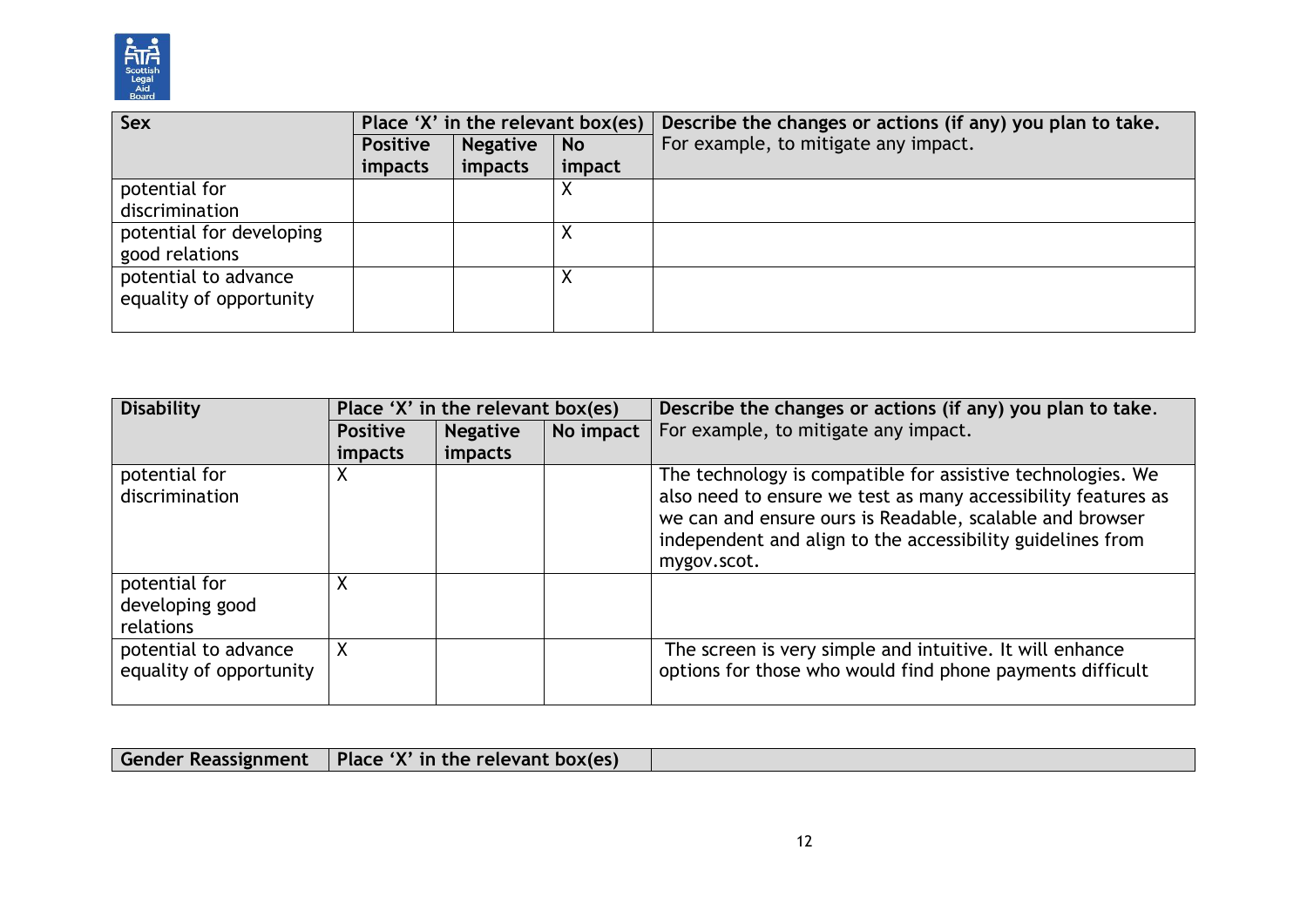| Sex | Place 'X' in the relevant box(es) | | | Describe the changes or actions (if any) you plan to take. |
|---|---|---|---|---|
| | Positive impacts | Negative impacts | No impact | For example, to mitigate any impact. |
| potential for discrimination | | | X | |
| potential for developing good relations | | | X | |
| potential to advance equality of opportunity | | | X | |

| Disability | Place 'X' in the relevant box(es) | | | Describe the changes or actions (if any) you plan to take. |
|---|---|---|---|---|
| | Positive impacts | Negative impacts | No impact | For example, to mitigate any impact. |
| potential for discrimination | X | | | The technology is compatible for assistive technologies. We also need to ensure we test as many accessibility features as we can and ensure ours is Readable, scalable and browser independent and align to the accessibility guidelines from mygov.scot. |
| potential for developing good relations | X | | | |
| potential to advance equality of opportunity | X | | | The screen is very simple and intuitive. It will enhance options for those who would find phone payments difficult |

| Gender Reassignment | Place 'X' in the relevant box(es) | |
|---|---|---|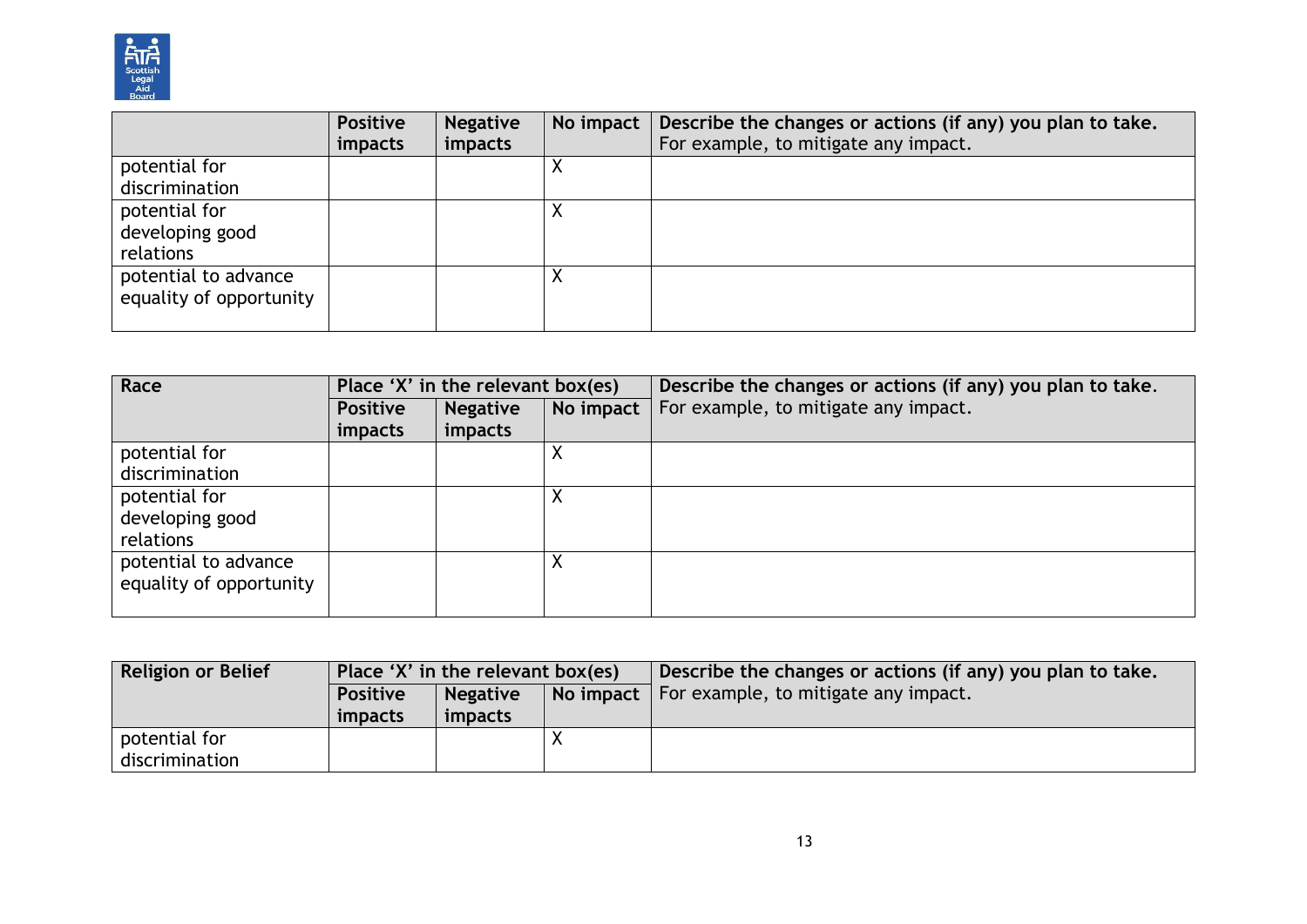| | Positive impacts | Negative impacts | No impact | Describe the changes or actions (if any) you plan to take. For example, to mitigate any impact. |
|---|---|---|---|---|
| potential for discrimination | | | X | |
| potential for developing good relations | | | X | |
| potential to advance equality of opportunity | | | X | |

| **Race** | Place 'X' in the relevant box(es) | | | Describe the changes or actions (if any) you plan to take. For example, to mitigate any impact. |
|---|---|---|---|---|
| | **Positive impacts** | **Negative impacts** | **No impact** | |
| potential for discrimination | | | X | |
| potential for developing good relations | | | X | |
| potential to advance equality of opportunity | | | X | |

| **Religion or Belief** | Place 'X' in the relevant box(es) | | | Describe the changes or actions (if any) you plan to take. For example, to mitigate any impact. |
|---|---|---|---|---|
| | **Positive impacts** | **Negative impacts** | **No impact** | |
| potential for discrimination | | | X | |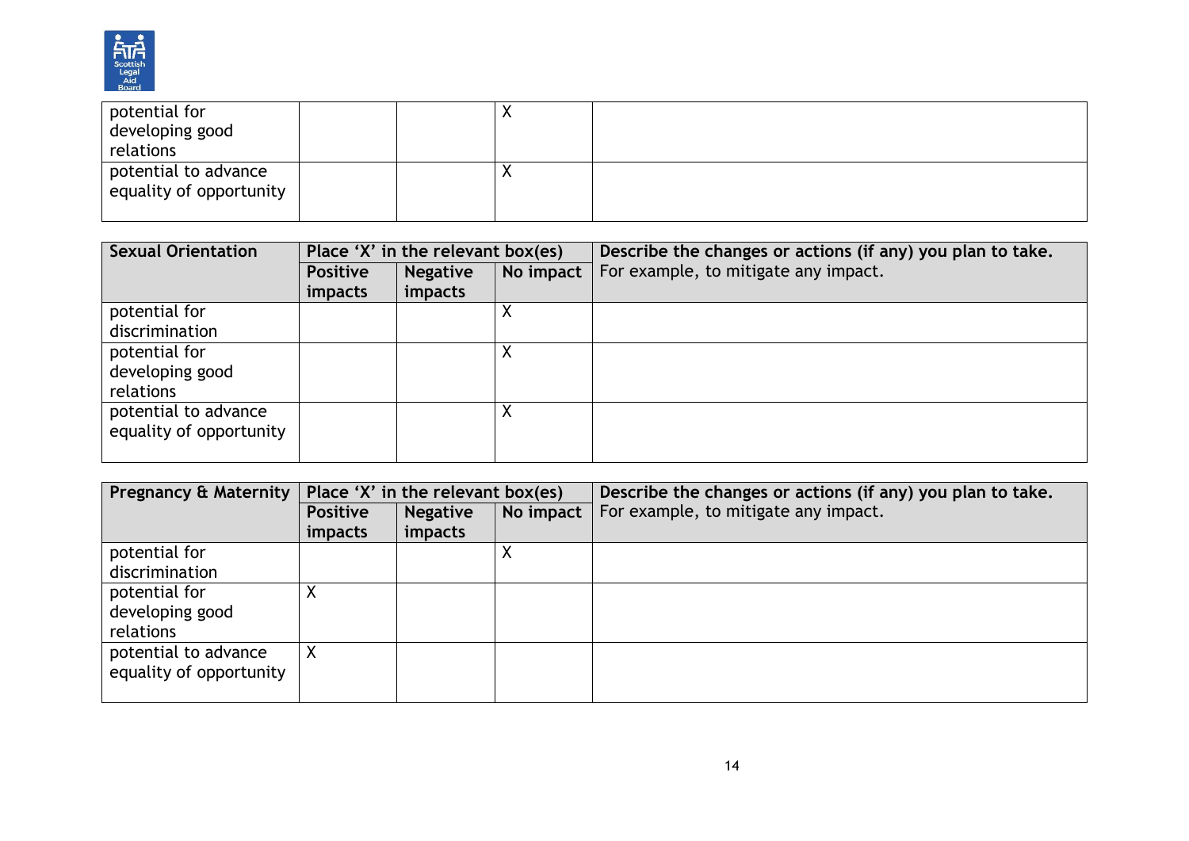| | | | | |
|---|---|---|---|---|
| potential for developing good relations | | | X | |
| potential to advance equality of opportunity | | | X | |

| Sexual Orientation | Place 'X' in the relevant box(es) | | | Describe the changes or actions (if any) you plan to take. For example, to mitigate any impact. |
|---|---|---|---|---|
| | Positive impacts | Negative impacts | No impact | |
| potential for discrimination | | | X | |
| potential for developing good relations | | | X | |
| potential to advance equality of opportunity | | | X | |

| Pregnancy & Maternity | Place 'X' in the relevant box(es) | | | Describe the changes or actions (if any) you plan to take. For example, to mitigate any impact. |
|---|---|---|---|---|
| | Positive impacts | Negative impacts | No impact | |
| potential for discrimination | | | X | |
| potential for developing good relations | X | | | |
| potential to advance equality of opportunity | X | | | |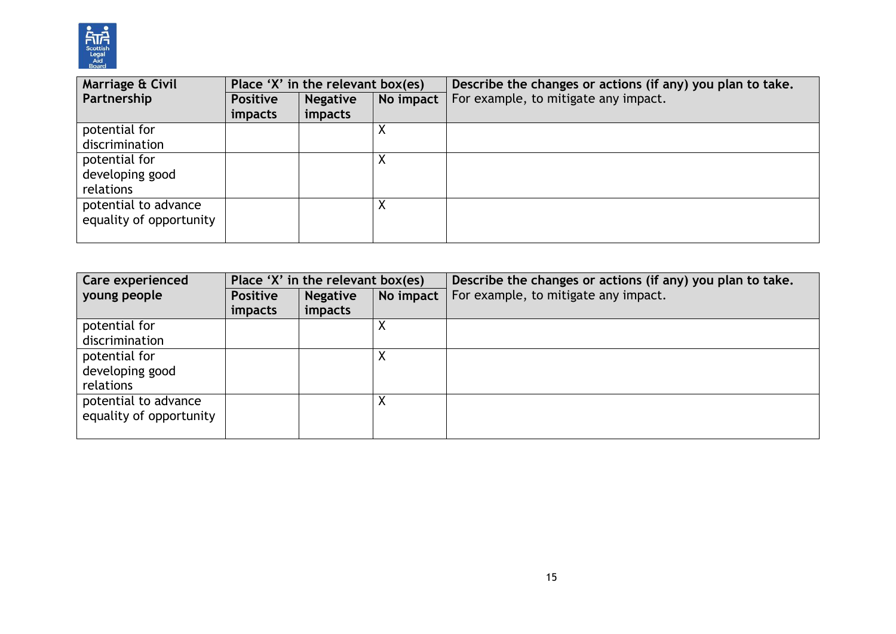| Marriage & Civil Partnership | Place 'X' in the relevant box(es) | | | Describe the changes or actions (if any) you plan to take. For example, to mitigate any impact. |
|---|---|---|---|---|
| | Positive impacts | Negative impacts | No impact | |
| potential for discrimination | | | X | |
| potential for developing good relations | | | X | |
| potential to advance equality of opportunity | | | X | |

| Care experienced young people | Place 'X' in the relevant box(es) | | | Describe the changes or actions (if any) you plan to take. For example, to mitigate any impact. |
|---|---|---|---|---|
| | Positive impacts | Negative impacts | No impact | |
| potential for discrimination | | | X | |
| potential for developing good relations | | | X | |
| potential to advance equality of opportunity | | | X | |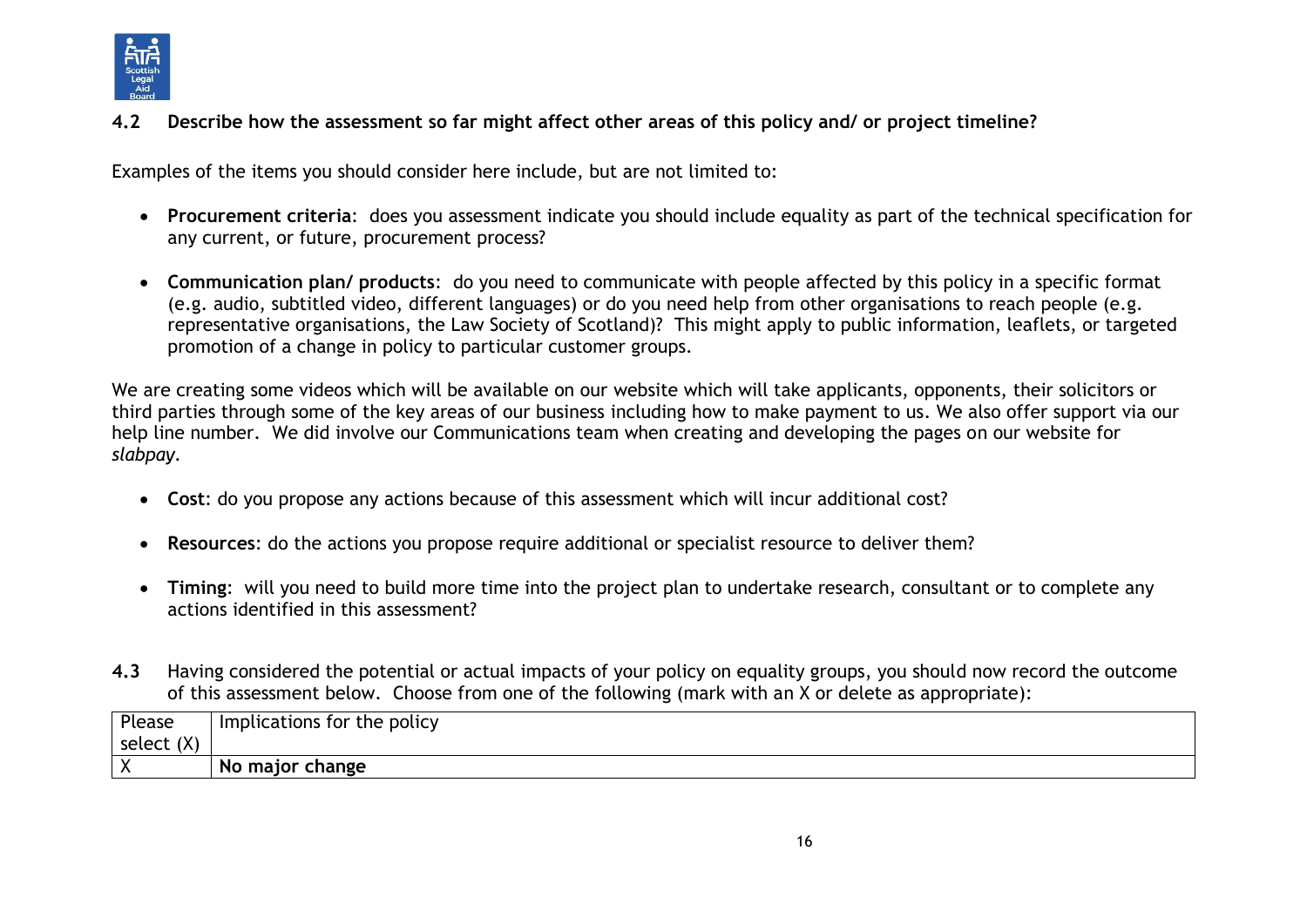### 4.2 Describe how the assessment so far might affect other areas of this policy and/ or project timeline?

Examples of the items you should consider here include, but are not limited to:

- **Procurement criteria**: does you assessment indicate you should include equality as part of the technical specification for any current, or future, procurement process?
- **Communication plan/ products**: do you need to communicate with people affected by this policy in a specific format (e.g. audio, subtitled video, different languages) or do you need help from other organisations to reach people (e.g. representative organisations, the Law Society of Scotland)? This might apply to public information, leaflets, or targeted promotion of a change in policy to particular customer groups.

We are creating some videos which will be available on our website which will take applicants, opponents, their solicitors or third parties through some of the key areas of our business including how to make payment to us. We also offer support via our help line number. We did involve our Communications team when creating and developing the pages on our website for *slabpay*.

- **Cost**: do you propose any actions because of this assessment which will incur additional cost?
- **Resources**: do the actions you propose require additional or specialist resource to deliver them?
- **Timing**: will you need to build more time into the project plan to undertake research, consultant or to complete any actions identified in this assessment?

**4.3** Having considered the potential or actual impacts of your policy on equality groups, you should now record the outcome of this assessment below. Choose from one of the following (mark with an X or delete as appropriate):

| Please select (X) | Implications for the policy |
|---|---|
| X | **No major change** |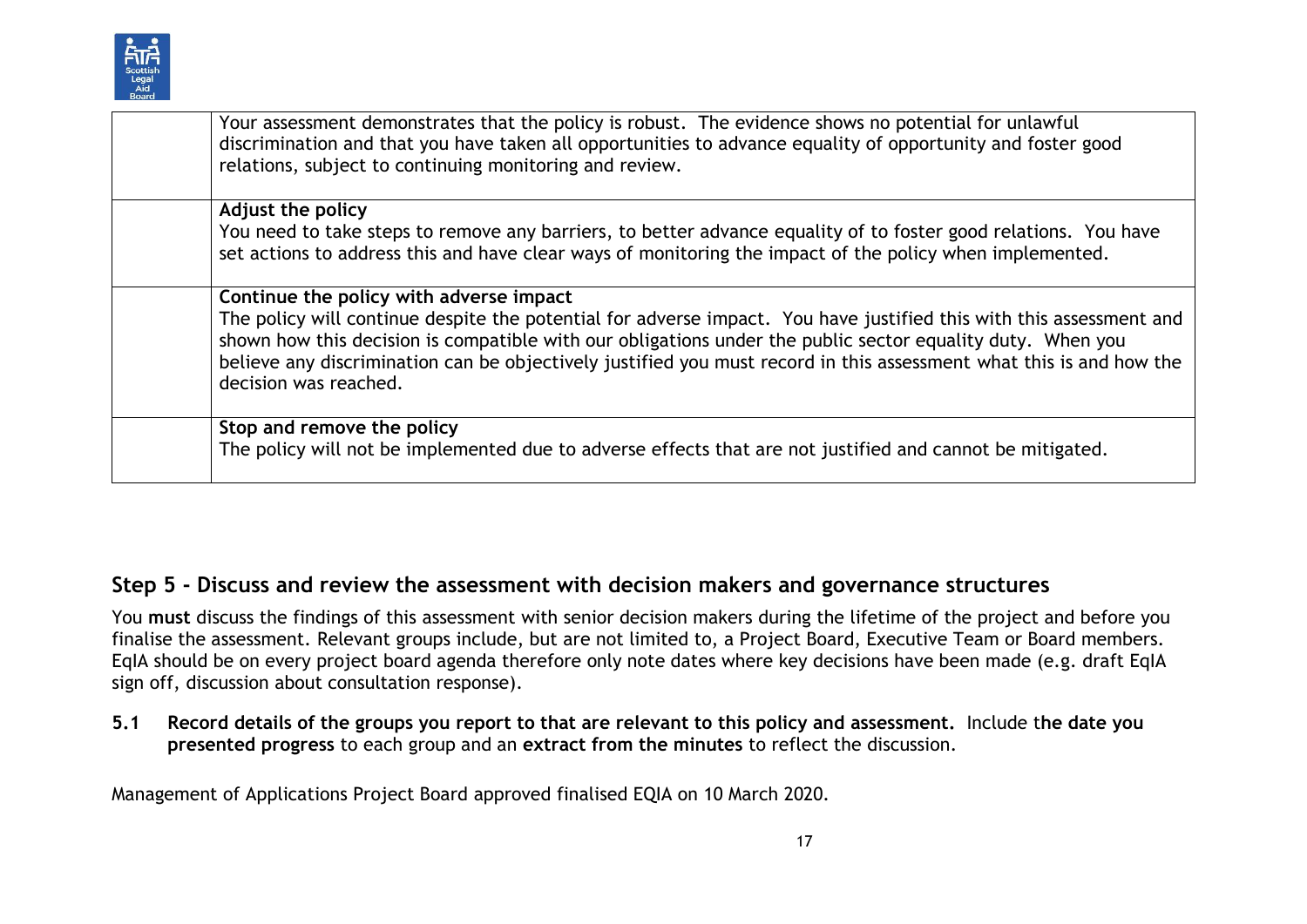| | |
|---|---|
| | Your assessment demonstrates that the policy is robust. The evidence shows no potential for unlawful discrimination and that you have taken all opportunities to advance equality of opportunity and foster good relations, subject to continuing monitoring and review. |
| | **Adjust the policy**<br>You need to take steps to remove any barriers, to better advance equality of to foster good relations. You have set actions to address this and have clear ways of monitoring the impact of the policy when implemented. |
| | **Continue the policy with adverse impact**<br>The policy will continue despite the potential for adverse impact. You have justified this with this assessment and shown how this decision is compatible with our obligations under the public sector equality duty. When you believe any discrimination can be objectively justified you must record in this assessment what this is and how the decision was reached. |
| | **Stop and remove the policy**<br>The policy will not be implemented due to adverse effects that are not justified and cannot be mitigated. |

## Step 5 - Discuss and review the assessment with decision makers and governance structures

You **must** discuss the findings of this assessment with senior decision makers during the lifetime of the project and before you finalise the assessment. Relevant groups include, but are not limited to, a Project Board, Executive Team or Board members. EqIA should be on every project board agenda therefore only note dates where key decisions have been made (e.g. draft EqIA sign off, discussion about consultation response).

**5.1 Record details of the groups you report to that are relevant to this policy and assessment.** Include t**he date you presented progress** to each group and an **extract from the minutes** to reflect the discussion.

Management of Applications Project Board approved finalised EQIA on 10 March 2020.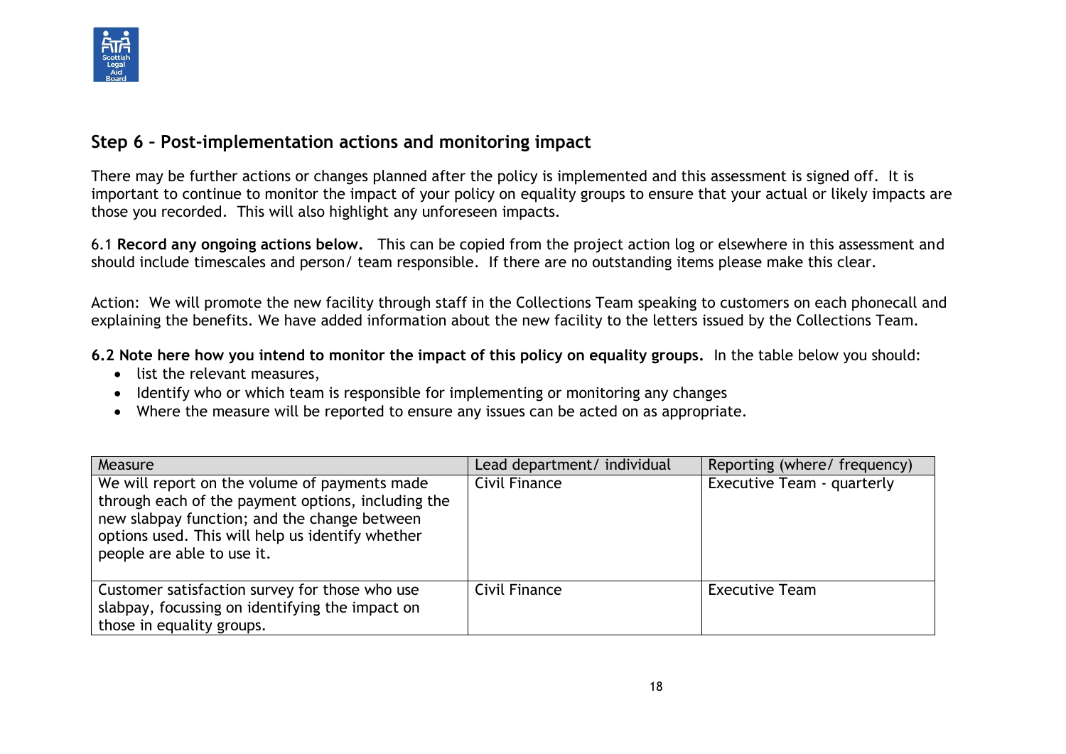## Step 6 – Post-implementation actions and monitoring impact

There may be further actions or changes planned after the policy is implemented and this assessment is signed off. It is important to continue to monitor the impact of your policy on equality groups to ensure that your actual or likely impacts are those you recorded. This will also highlight any unforeseen impacts.

6.1 **Record any ongoing actions below.** This can be copied from the project action log or elsewhere in this assessment and should include timescales and person/ team responsible. If there are no outstanding items please make this clear.

Action: We will promote the new facility through staff in the Collections Team speaking to customers on each phonecall and explaining the benefits. We have added information about the new facility to the letters issued by the Collections Team.

**6.2 Note here how you intend to monitor the impact of this policy on equality groups.** In the table below you should:

- list the relevant measures,
- Identify who or which team is responsible for implementing or monitoring any changes
- Where the measure will be reported to ensure any issues can be acted on as appropriate.

| Measure | Lead department/ individual | Reporting (where/ frequency) |
|---|---|---|
| We will report on the volume of payments made through each of the payment options, including the new slabpay function; and the change between options used. This will help us identify whether people are able to use it. | Civil Finance | Executive Team - quarterly |
| Customer satisfaction survey for those who use slabpay, focussing on identifying the impact on those in equality groups. | Civil Finance | Executive Team |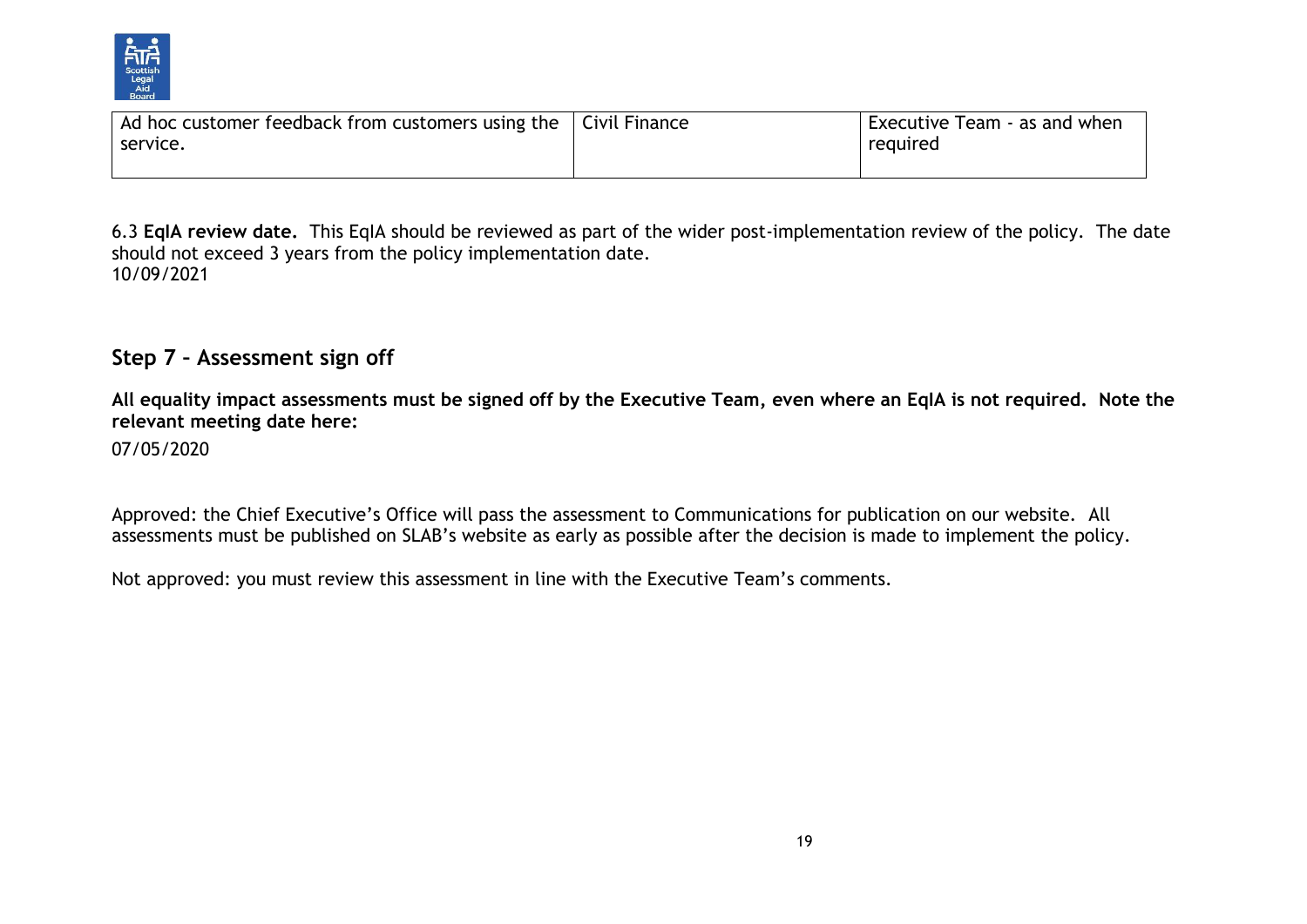| | | |
|---|---|---|
| Ad hoc customer feedback from customers using the service. | Civil Finance | Executive Team - as and when required |

6.3 **EqIA review date.** This EqIA should be reviewed as part of the wider post-implementation review of the policy. The date should not exceed 3 years from the policy implementation date.
10/09/2021

## Step 7 – Assessment sign off

**All equality impact assessments must be signed off by the Executive Team, even where an EqIA is not required. Note the relevant meeting date here:**

07/05/2020

Approved: the Chief Executive's Office will pass the assessment to Communications for publication on our website. All assessments must be published on SLAB's website as early as possible after the decision is made to implement the policy.

Not approved: you must review this assessment in line with the Executive Team's comments.